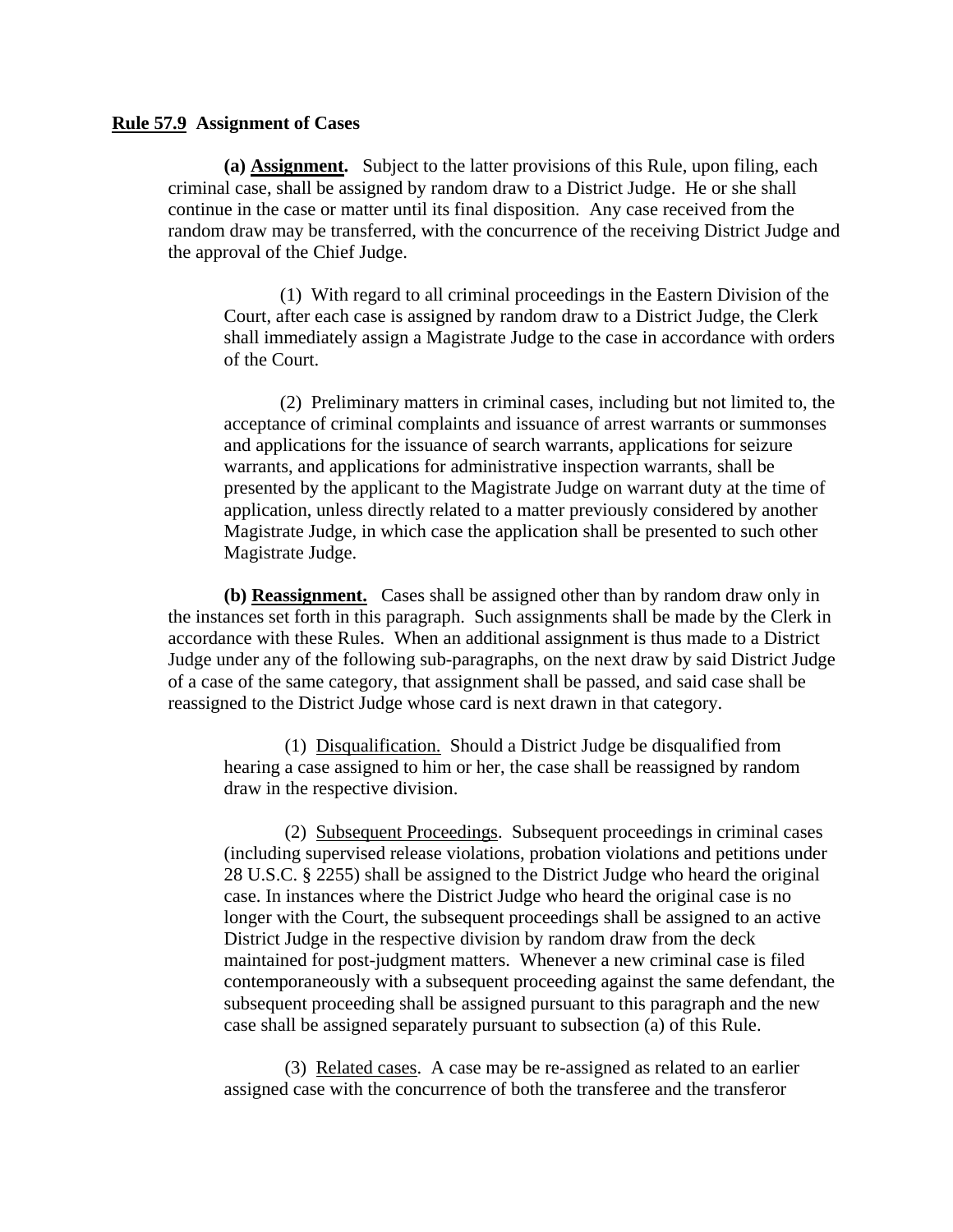**Rule 57.9 Assignment of Cases**

**(a) Assignment.** Subject to the latter provisions of this Rule, upon filing, each criminal case, shall be assigned by random draw to a District Judge. He or she shall continue in the case or matter until its final disposition. Any case received from the random draw may be transferred, with the concurrence of the receiving District Judge and the approval of the Chief Judge.

(1) With regard to all criminal proceedings in the Eastern Division of the Court, after each case is assigned by random draw to a District Judge, the Clerk shall immediately assign a Magistrate Judge to the case in accordance with orders of the Court.

(2) Preliminary matters in criminal cases, including but not limited to, the acceptance of criminal complaints and issuance of arrest warrants or summonses and applications for the issuance of search warrants, applications for seizure warrants, and applications for administrative inspection warrants, shall be presented by the applicant to the Magistrate Judge on warrant duty at the time of application, unless directly related to a matter previously considered by another Magistrate Judge, in which case the application shall be presented to such other Magistrate Judge.

**(b) Reassignment.** Cases shall be assigned other than by random draw only in the instances set forth in this paragraph. Such assignments shall be made by the Clerk in accordance with these Rules. When an additional assignment is thus made to a District Judge under any of the following sub-paragraphs, on the next draw by said District Judge of a case of the same category, that assignment shall be passed, and said case shall be reassigned to the District Judge whose card is next drawn in that category.

(1) Disqualification. Should a District Judge be disqualified from hearing a case assigned to him or her, the case shall be reassigned by random draw in the respective division.

(2) Subsequent Proceedings. Subsequent proceedings in criminal cases (including supervised release violations, probation violations and petitions under 28 U.S.C. § 2255) shall be assigned to the District Judge who heard the original case. In instances where the District Judge who heard the original case is no longer with the Court, the subsequent proceedings shall be assigned to an active District Judge in the respective division by random draw from the deck maintained for post-judgment matters. Whenever a new criminal case is filed contemporaneously with a subsequent proceeding against the same defendant, the subsequent proceeding shall be assigned pursuant to this paragraph and the new case shall be assigned separately pursuant to subsection (a) of this Rule.

(3) Related cases. A case may be re-assigned as related to an earlier assigned case with the concurrence of both the transferee and the transferor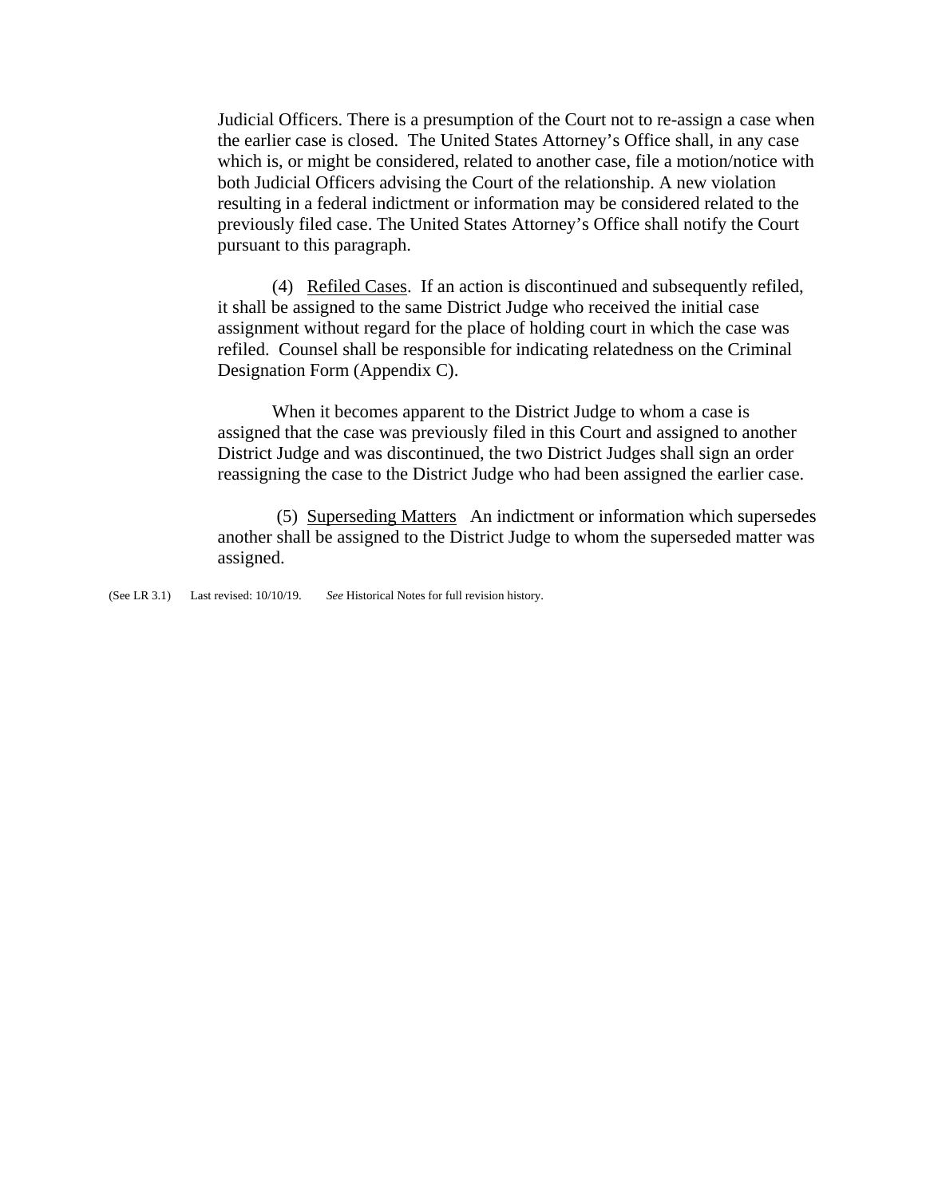Judicial Officers. There is a presumption of the Court not to re-assign a case when the earlier case is closed. The United States Attorney's Office shall, in any case which is, or might be considered, related to another case, file a motion/notice with both Judicial Officers advising the Court of the relationship. A new violation resulting in a federal indictment or information may be considered related to the previously filed case. The United States Attorney's Office shall notify the Court pursuant to this paragraph.

(4) Refiled Cases. If an action is discontinued and subsequently refiled, it shall be assigned to the same District Judge who received the initial case assignment without regard for the place of holding court in which the case was refiled. Counsel shall be responsible for indicating relatedness on the Criminal Designation Form (Appendix C).

When it becomes apparent to the District Judge to whom a case is assigned that the case was previously filed in this Court and assigned to another District Judge and was discontinued, the two District Judges shall sign an order reassigning the case to the District Judge who had been assigned the earlier case.

(5) Superseding Matters An indictment or information which supersedes another shall be assigned to the District Judge to whom the superseded matter was assigned.

(See LR 3.1) Last revised: 10/10/19. *See* Historical Notes for full revision history.